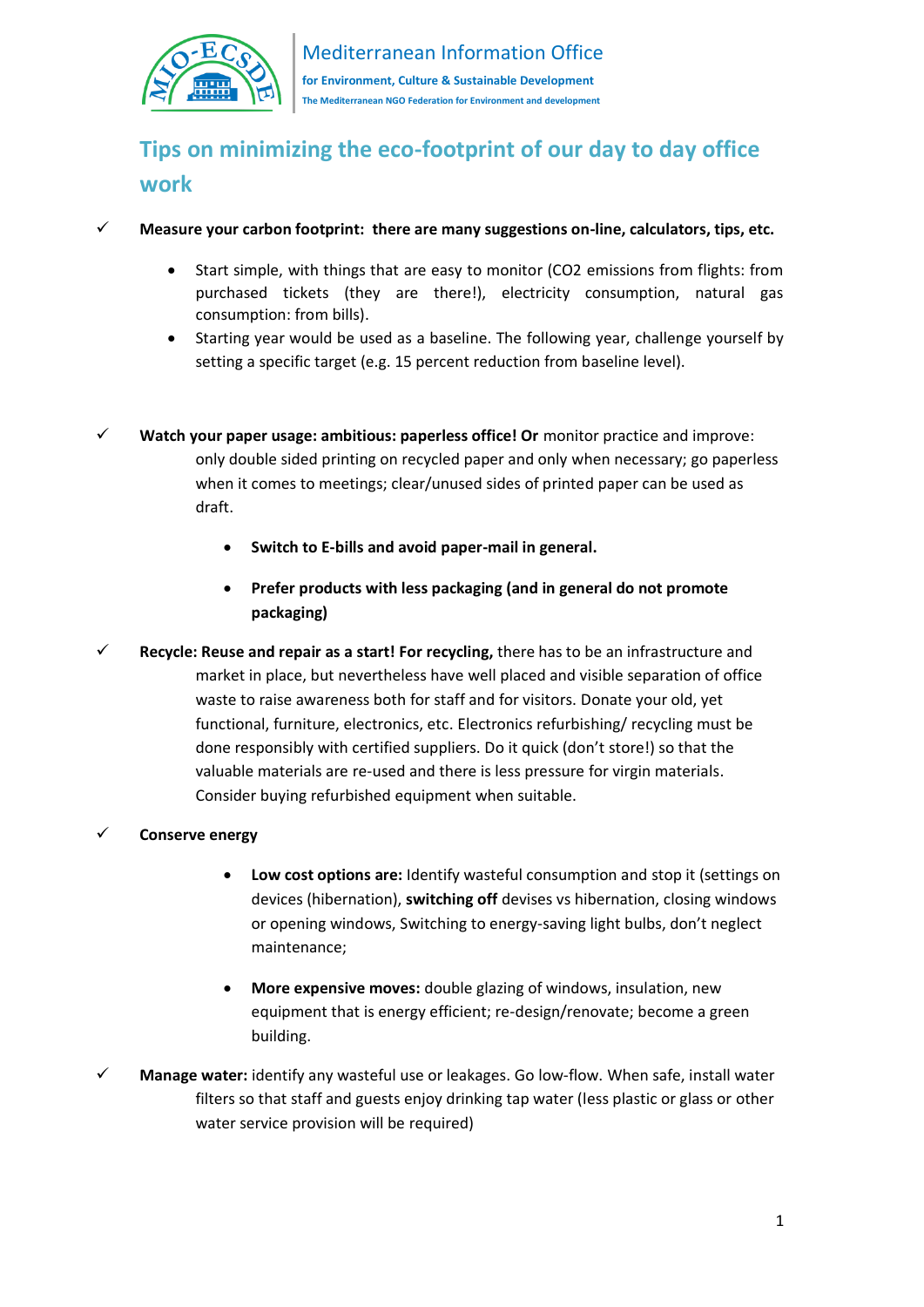Mediterranean Information Office

**for Environment, Culture & Sustainable Development**

**The Mediterranean NGO Federation for Environment and development**

# Tips on minimizing the eco-footprint of our day to day office work

✓ **Measure your carbon footprint: there are many suggestions on-line, calculators, tips, etc.**

- Start simple, with things that are easy to monitor ($CO_2$ emissions from flights: from purchased tickets (they are there!), electricity consumption, natural gas consumption: from bills).
- Starting year would be used as a baseline. The following year, challenge yourself by setting a specific target (e.g. 15 percent reduction from baseline level).

✓ **Watch your paper usage: ambitious: paperless office! Or** monitor practice and improve: only double sided printing on recycled paper and only when necessary; go paperless when it comes to meetings; clear/unused sides of printed paper can be used as draft.

- **Switch to E-bills and avoid paper-mail in general.**
- **Prefer products with less packaging (and in general do not promote packaging)**

✓ **Recycle: Reuse and repair as a start! For recycling,** there has to be an infrastructure and market in place, but nevertheless have well placed and visible separation of office waste to raise awareness both for staff and for visitors. Donate your old, yet functional, furniture, electronics, etc. Electronics refurbishing/ recycling must be done responsibly with certified suppliers. Do it quick (don't store!) so that the valuable materials are re-used and there is less pressure for virgin materials. Consider buying refurbished equipment when suitable.

✓ **Conserve energy**

- **Low cost options are:** Identify wasteful consumption and stop it (settings on devices (hibernation), **switching off** devises vs hibernation, closing windows or opening windows, Switching to energy-saving light bulbs, don't neglect maintenance;
- **More expensive moves:** double glazing of windows, insulation, new equipment that is energy efficient; re-design/renovate; become a green building.

✓ **Manage water:** identify any wasteful use or leakages. Go low-flow. When safe, install water filters so that staff and guests enjoy drinking tap water (less plastic or glass or other water service provision will be required)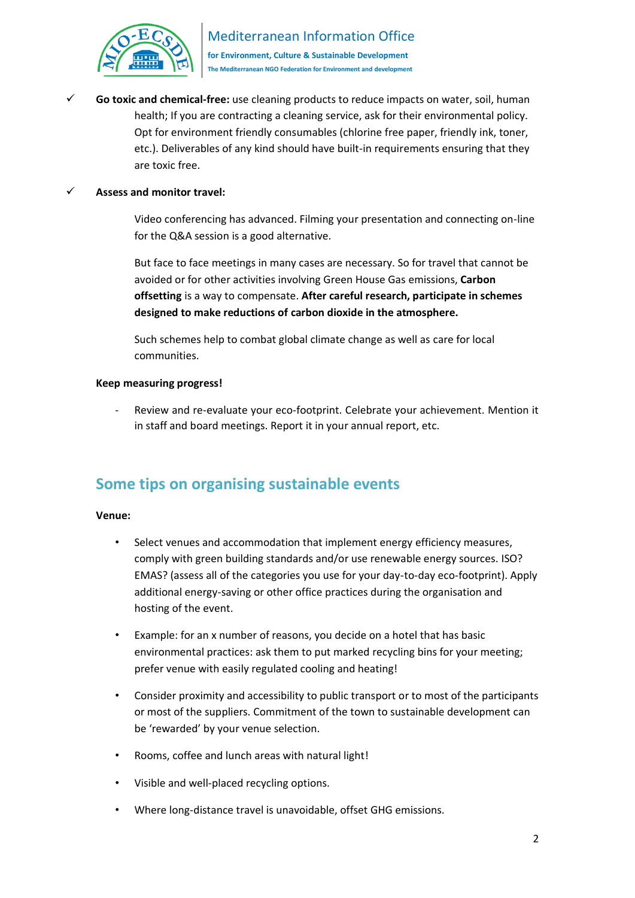- ✓ **Go toxic and chemical-free:** use cleaning products to reduce impacts on water, soil, human health; If you are contracting a cleaning service, ask for their environmental policy. Opt for environment friendly consumables (chlorine free paper, friendly ink, toner, etc.). Deliverables of any kind should have built-in requirements ensuring that they are toxic free.

- ✓ **Assess and monitor travel:**

  Video conferencing has advanced. Filming your presentation and connecting on-line for the Q&A session is a good alternative.

  But face to face meetings in many cases are necessary. So for travel that cannot be avoided or for other activities involving Green House Gas emissions, **Carbon offsetting** is a way to compensate. **After careful research, participate in schemes designed to make reductions of carbon dioxide in the atmosphere.**

  Such schemes help to combat global climate change as well as care for local communities.

**Keep measuring progress!**

- Review and re-evaluate your eco-footprint. Celebrate your achievement. Mention it in staff and board meetings. Report it in your annual report, etc.

## Some tips on organising sustainable events

**Venue:**

- Select venues and accommodation that implement energy efficiency measures, comply with green building standards and/or use renewable energy sources. ISO? EMAS? (assess all of the categories you use for your day-to-day eco-footprint). Apply additional energy-saving or other office practices during the organisation and hosting of the event.
- Example: for an x number of reasons, you decide on a hotel that has basic environmental practices: ask them to put marked recycling bins for your meeting; prefer venue with easily regulated cooling and heating!
- Consider proximity and accessibility to public transport or to most of the participants or most of the suppliers. Commitment of the town to sustainable development can be 'rewarded' by your venue selection.
- Rooms, coffee and lunch areas with natural light!
- Visible and well-placed recycling options.
- Where long-distance travel is unavoidable, offset GHG emissions.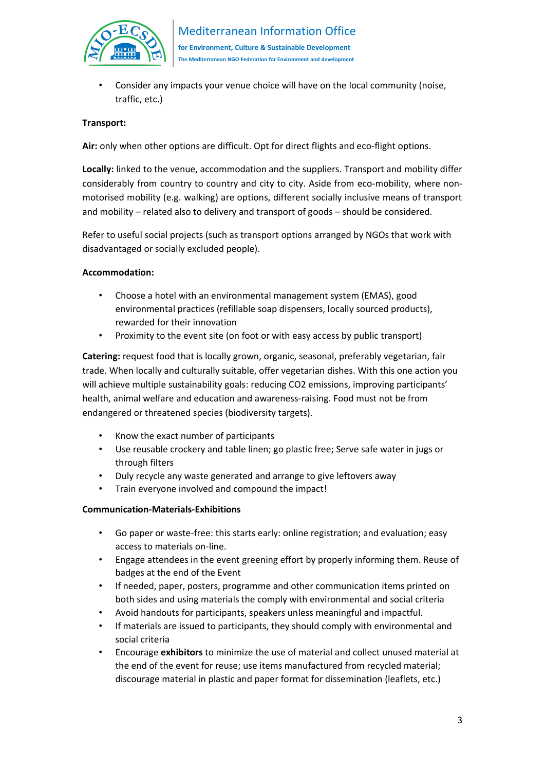- Consider any impacts your venue choice will have on the local community (noise, traffic, etc.)

**Transport:**

**Air:** only when other options are difficult. Opt for direct flights and eco-flight options.

**Locally:** linked to the venue, accommodation and the suppliers. Transport and mobility differ considerably from country to country and city to city. Aside from eco-mobility, where non-motorised mobility (e.g. walking) are options, different socially inclusive means of transport and mobility – related also to delivery and transport of goods – should be considered.

Refer to useful social projects (such as transport options arranged by NGOs that work with disadvantaged or socially excluded people).

**Accommodation:**

- Choose a hotel with an environmental management system (EMAS), good environmental practices (refillable soap dispensers, locally sourced products), rewarded for their innovation
- Proximity to the event site (on foot or with easy access by public transport)

**Catering:** request food that is locally grown, organic, seasonal, preferably vegetarian, fair trade. When locally and culturally suitable, offer vegetarian dishes. With this one action you will achieve multiple sustainability goals: reducing CO2 emissions, improving participants' health, animal welfare and education and awareness-raising. Food must not be from endangered or threatened species (biodiversity targets).

- Know the exact number of participants
- Use reusable crockery and table linen; go plastic free; Serve safe water in jugs or through filters
- Duly recycle any waste generated and arrange to give leftovers away
- Train everyone involved and compound the impact!

**Communication-Materials-Exhibitions**

- Go paper or waste-free: this starts early: online registration; and evaluation; easy access to materials on-line.
- Engage attendees in the event greening effort by properly informing them. Reuse of badges at the end of the Event
- If needed, paper, posters, programme and other communication items printed on both sides and using materials the comply with environmental and social criteria
- Avoid handouts for participants, speakers unless meaningful and impactful.
- If materials are issued to participants, they should comply with environmental and social criteria
- Encourage **exhibitors** to minimize the use of material and collect unused material at the end of the event for reuse; use items manufactured from recycled material; discourage material in plastic and paper format for dissemination (leaflets, etc.)